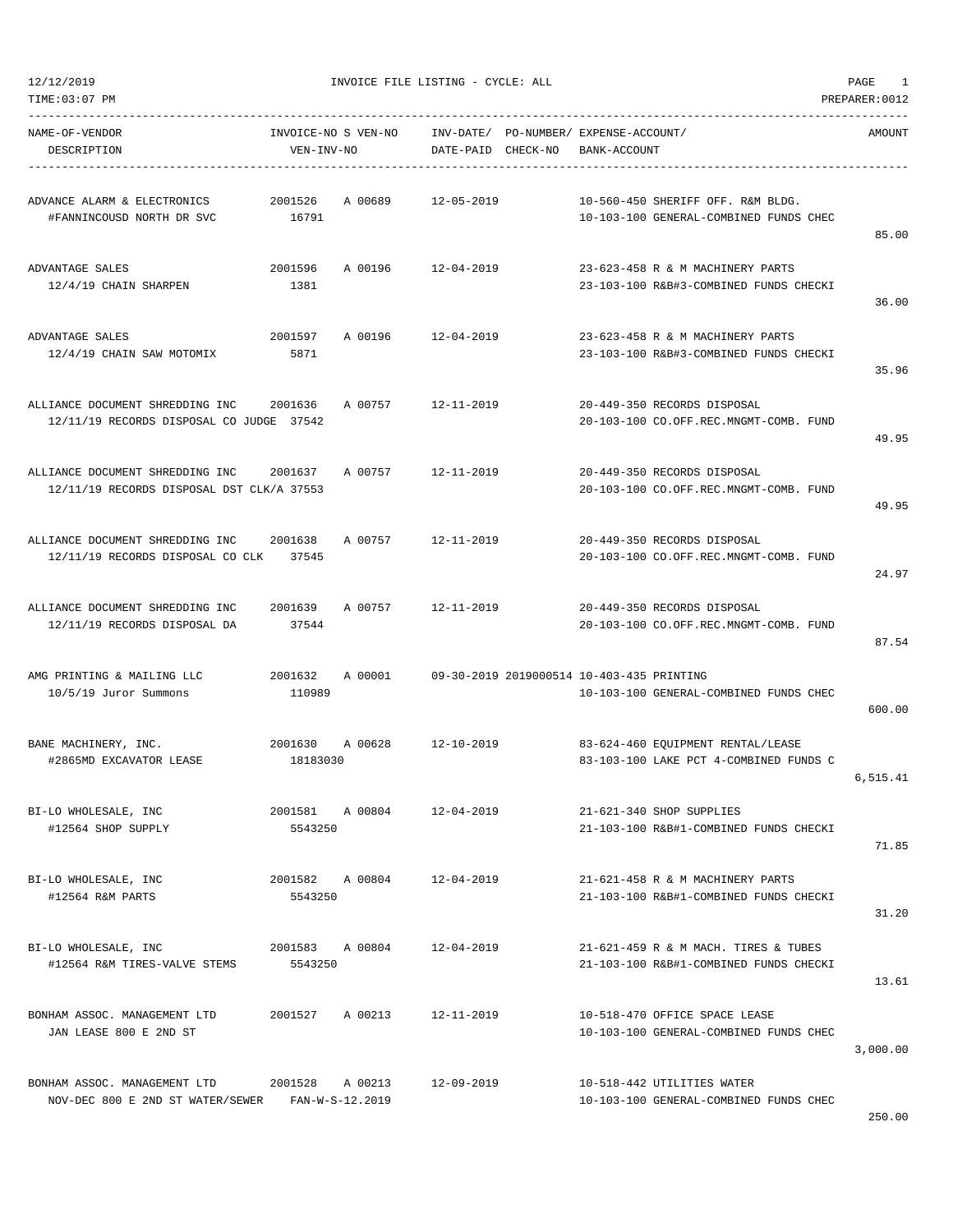12/12/2019 INVOICE FILE LISTING - CYCLE: ALL

TIME:03:07 PM PREPARER:0012

| NAME-OF-VENDOR / DESCRIPTION | INVOICE-NO S VEN-NO / VEN-INV-NO | INV-DATE/ DATE-PAID | PO-NUMBER/ CHECK-NO | EXPENSE-ACCOUNT/ BANK-ACCOUNT | AMOUNT |
|---|---|---|---|---|---|
| ADVANCE ALARM & ELECTRONICS<br>#FANNINCOUSD NORTH DR SVC | 2001526 A 00689<br>16791 | 12-05-2019 | | 10-560-450 SHERIFF OFF. R&M BLDG.<br>10-103-100 GENERAL-COMBINED FUNDS CHEC | 85.00 |
| ADVANTAGE SALES<br>12/4/19 CHAIN SHARPEN | 2001596 A 00196<br>1381 | 12-04-2019 | | 23-623-458 R & M MACHINERY PARTS<br>23-103-100 R&B#3-COMBINED FUNDS CHECKI | 36.00 |
| ADVANTAGE SALES<br>12/4/19 CHAIN SAW MOTOMIX | 2001597 A 00196<br>5871 | 12-04-2019 | | 23-623-458 R & M MACHINERY PARTS<br>23-103-100 R&B#3-COMBINED FUNDS CHECKI | 35.96 |
| ALLIANCE DOCUMENT SHREDDING INC<br>12/11/19 RECORDS DISPOSAL CO JUDGE | 2001636 A 00757<br>37542 | 12-11-2019 | | 20-449-350 RECORDS DISPOSAL<br>20-103-100 CO.OFF.REC.MNGMT-COMB. FUND | 49.95 |
| ALLIANCE DOCUMENT SHREDDING INC<br>12/11/19 RECORDS DISPOSAL DST CLK/A | 2001637 A 00757<br>37553 | 12-11-2019 | | 20-449-350 RECORDS DISPOSAL<br>20-103-100 CO.OFF.REC.MNGMT-COMB. FUND | 49.95 |
| ALLIANCE DOCUMENT SHREDDING INC<br>12/11/19 RECORDS DISPOSAL CO CLK | 2001638 A 00757<br>37545 | 12-11-2019 | | 20-449-350 RECORDS DISPOSAL<br>20-103-100 CO.OFF.REC.MNGMT-COMB. FUND | 24.97 |
| ALLIANCE DOCUMENT SHREDDING INC<br>12/11/19 RECORDS DISPOSAL DA | 2001639 A 00757<br>37544 | 12-11-2019 | | 20-449-350 RECORDS DISPOSAL<br>20-103-100 CO.OFF.REC.MNGMT-COMB. FUND | 87.54 |
| AMG PRINTING & MAILING LLC<br>10/5/19 Juror Summons | 2001632 A 00001<br>110989 | 09-30-2019 | 2019000514 | 10-403-435 PRINTING<br>10-103-100 GENERAL-COMBINED FUNDS CHEC | 600.00 |
| BANE MACHINERY, INC.<br>#2865MD EXCAVATOR LEASE | 2001630 A 00628<br>18183030 | 12-10-2019 | | 83-624-460 EQUIPMENT RENTAL/LEASE<br>83-103-100 LAKE PCT 4-COMBINED FUNDS C | 6,515.41 |
| BI-LO WHOLESALE, INC<br>#12564 SHOP SUPPLY | 2001581 A 00804<br>5543250 | 12-04-2019 | | 21-621-340 SHOP SUPPLIES<br>21-103-100 R&B#1-COMBINED FUNDS CHECKI | 71.85 |
| BI-LO WHOLESALE, INC<br>#12564 R&M PARTS | 2001582 A 00804<br>5543250 | 12-04-2019 | | 21-621-458 R & M MACHINERY PARTS<br>21-103-100 R&B#1-COMBINED FUNDS CHECKI | 31.20 |
| BI-LO WHOLESALE, INC<br>#12564 R&M TIRES-VALVE STEMS | 2001583 A 00804<br>5543250 | 12-04-2019 | | 21-621-459 R & M MACH. TIRES & TUBES<br>21-103-100 R&B#1-COMBINED FUNDS CHECKI | 13.61 |
| BONHAM ASSOC. MANAGEMENT LTD<br>JAN LEASE 800 E 2ND ST | 2001527 A 00213 | 12-11-2019 | | 10-518-470 OFFICE SPACE LEASE<br>10-103-100 GENERAL-COMBINED FUNDS CHEC | 3,000.00 |
| BONHAM ASSOC. MANAGEMENT LTD<br>NOV-DEC 800 E 2ND ST WATER/SEWER | 2001528 A 00213<br>FAN-W-S-12.2019 | 12-09-2019 | | 10-518-442 UTILITIES WATER<br>10-103-100 GENERAL-COMBINED FUNDS CHEC | 250.00 |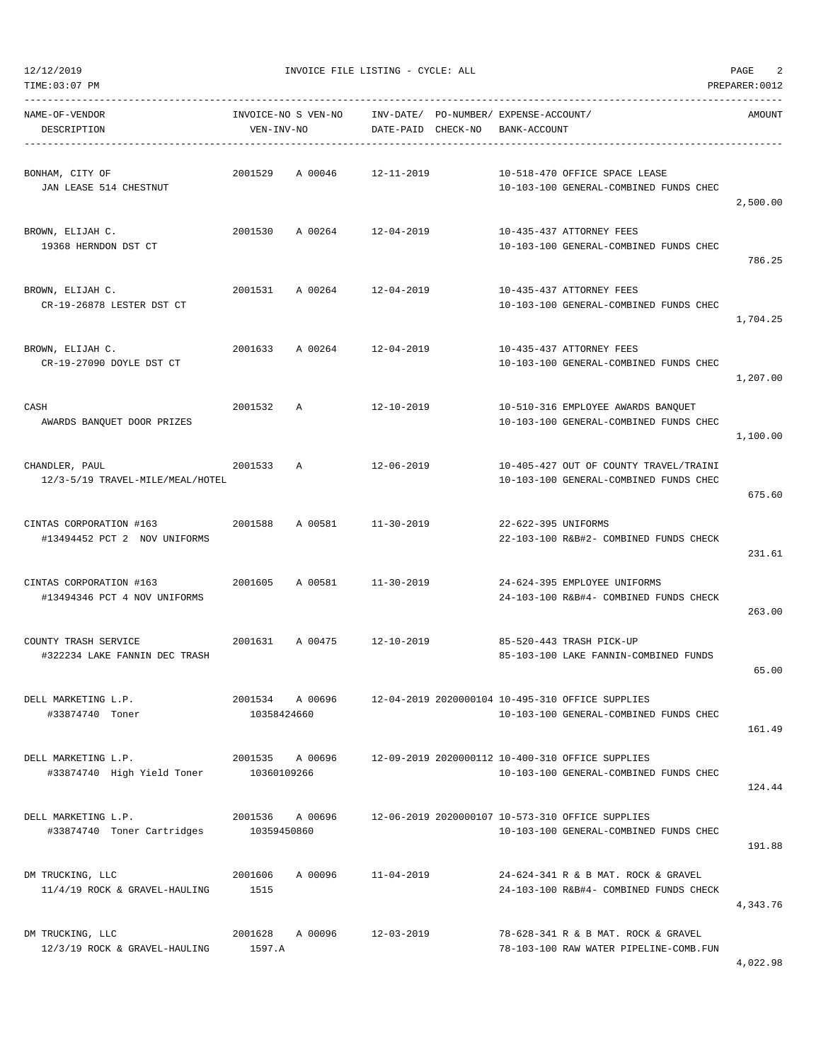12/12/2019 INVOICE FILE LISTING - CYCLE: ALL

TIME:03:07 PM PREPARER:0012

| NAME-OF-VENDOR / DESCRIPTION | INVOICE-NO / VEN-INV-NO | S | VEN-NO | INV-DATE/ DATE-PAID | PO-NUMBER/ CHECK-NO | EXPENSE-ACCOUNT/ BANK-ACCOUNT | AMOUNT |
|---|---|---|---|---|---|---|---|
| BONHAM, CITY OF<br>JAN LEASE 514 CHESTNUT | 2001529 | A | 00046 | 12-11-2019 | | 10-518-470 OFFICE SPACE LEASE<br>10-103-100 GENERAL-COMBINED FUNDS CHEC | 2,500.00 |
| BROWN, ELIJAH C.<br>19368 HERNDON DST CT | 2001530 | A | 00264 | 12-04-2019 | | 10-435-437 ATTORNEY FEES<br>10-103-100 GENERAL-COMBINED FUNDS CHEC | 786.25 |
| BROWN, ELIJAH C.<br>CR-19-26878 LESTER DST CT | 2001531 | A | 00264 | 12-04-2019 | | 10-435-437 ATTORNEY FEES<br>10-103-100 GENERAL-COMBINED FUNDS CHEC | 1,704.25 |
| BROWN, ELIJAH C.<br>CR-19-27090 DOYLE DST CT | 2001633 | A | 00264 | 12-04-2019 | | 10-435-437 ATTORNEY FEES<br>10-103-100 GENERAL-COMBINED FUNDS CHEC | 1,207.00 |
| CASH<br>AWARDS BANQUET DOOR PRIZES | 2001532 | A | | 12-10-2019 | | 10-510-316 EMPLOYEE AWARDS BANQUET<br>10-103-100 GENERAL-COMBINED FUNDS CHEC | 1,100.00 |
| CHANDLER, PAUL<br>12/3-5/19 TRAVEL-MILE/MEAL/HOTEL | 2001533 | A | | 12-06-2019 | | 10-405-427 OUT OF COUNTY TRAVEL/TRAINI<br>10-103-100 GENERAL-COMBINED FUNDS CHEC | 675.60 |
| CINTAS CORPORATION #163<br>#13494452 PCT 2 NOV UNIFORMS | 2001588 | A | 00581 | 11-30-2019 | | 22-622-395 UNIFORMS<br>22-103-100 R&B#2- COMBINED FUNDS CHECK | 231.61 |
| CINTAS CORPORATION #163<br>#13494346 PCT 4 NOV UNIFORMS | 2001605 | A | 00581 | 11-30-2019 | | 24-624-395 EMPLOYEE UNIFORMS<br>24-103-100 R&B#4- COMBINED FUNDS CHECK | 263.00 |
| COUNTY TRASH SERVICE<br>#322234 LAKE FANNIN DEC TRASH | 2001631 | A | 00475 | 12-10-2019 | | 85-520-443 TRASH PICK-UP<br>85-103-100 LAKE FANNIN-COMBINED FUNDS | 65.00 |
| DELL MARKETING L.P.<br>#33874740 Toner | 2001534<br>10358424660 | A | 00696 | 12-04-2019 | 2020000104 | 10-495-310 OFFICE SUPPLIES<br>10-103-100 GENERAL-COMBINED FUNDS CHEC | 161.49 |
| DELL MARKETING L.P.<br>#33874740 High Yield Toner | 2001535<br>10360109266 | A | 00696 | 12-09-2019 | 2020000112 | 10-400-310 OFFICE SUPPLIES<br>10-103-100 GENERAL-COMBINED FUNDS CHEC | 124.44 |
| DELL MARKETING L.P.<br>#33874740 Toner Cartridges | 2001536<br>10359450860 | A | 00696 | 12-06-2019 | 2020000107 | 10-573-310 OFFICE SUPPLIES<br>10-103-100 GENERAL-COMBINED FUNDS CHEC | 191.88 |
| DM TRUCKING, LLC<br>11/4/19 ROCK & GRAVEL-HAULING | 2001606<br>1515 | A | 00096 | 11-04-2019 | | 24-624-341 R & B MAT. ROCK & GRAVEL<br>24-103-100 R&B#4- COMBINED FUNDS CHECK | 4,343.76 |
| DM TRUCKING, LLC<br>12/3/19 ROCK & GRAVEL-HAULING | 2001628<br>1597.A | A | 00096 | 12-03-2019 | | 78-628-341 R & B MAT. ROCK & GRAVEL<br>78-103-100 RAW WATER PIPELINE-COMB.FUN | 4,022.98 |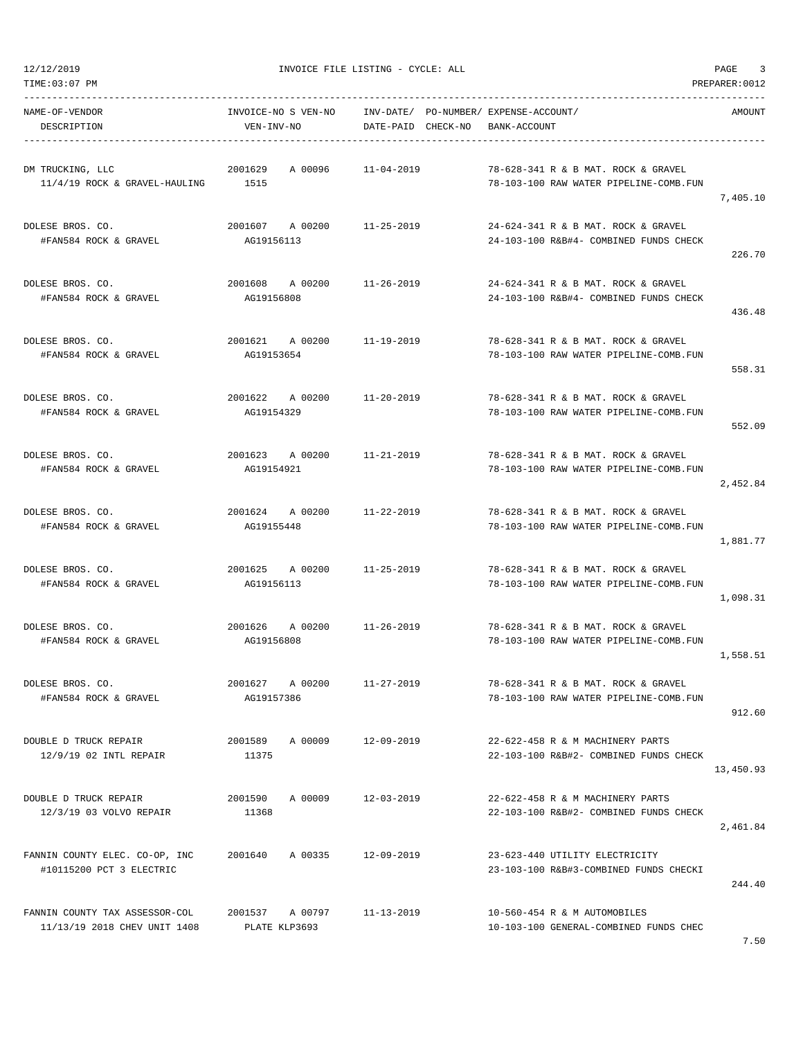12/12/2019 INVOICE FILE LISTING - CYCLE: ALL

TIME:03:07 PM PREPARER:0012

| NAME-OF-VENDOR<br>DESCRIPTION | INVOICE-NO S VEN-NO<br>VEN-INV-NO | INV-DATE/<br>DATE-PAID | PO-NUMBER/<br>CHECK-NO | EXPENSE-ACCOUNT/<br>BANK-ACCOUNT | AMOUNT |
|---|---|---|---|---|---|
| DM TRUCKING, LLC<br>11/4/19 ROCK & GRAVEL-HAULING | 2001629 A 00096<br>1515 | 11-04-2019 | | 78-628-341 R & B MAT. ROCK & GRAVEL<br>78-103-100 RAW WATER PIPELINE-COMB.FUN | 7,405.10 |
| DOLESE BROS. CO.<br>#FAN584 ROCK & GRAVEL | 2001607 A 00200<br>AG19156113 | 11-25-2019 | | 24-624-341 R & B MAT. ROCK & GRAVEL<br>24-103-100 R&B#4- COMBINED FUNDS CHECK | 226.70 |
| DOLESE BROS. CO.<br>#FAN584 ROCK & GRAVEL | 2001608 A 00200<br>AG19156808 | 11-26-2019 | | 24-624-341 R & B MAT. ROCK & GRAVEL<br>24-103-100 R&B#4- COMBINED FUNDS CHECK | 436.48 |
| DOLESE BROS. CO.<br>#FAN584 ROCK & GRAVEL | 2001621 A 00200<br>AG19153654 | 11-19-2019 | | 78-628-341 R & B MAT. ROCK & GRAVEL<br>78-103-100 RAW WATER PIPELINE-COMB.FUN | 558.31 |
| DOLESE BROS. CO.<br>#FAN584 ROCK & GRAVEL | 2001622 A 00200<br>AG19154329 | 11-20-2019 | | 78-628-341 R & B MAT. ROCK & GRAVEL<br>78-103-100 RAW WATER PIPELINE-COMB.FUN | 552.09 |
| DOLESE BROS. CO.<br>#FAN584 ROCK & GRAVEL | 2001623 A 00200<br>AG19154921 | 11-21-2019 | | 78-628-341 R & B MAT. ROCK & GRAVEL<br>78-103-100 RAW WATER PIPELINE-COMB.FUN | 2,452.84 |
| DOLESE BROS. CO.<br>#FAN584 ROCK & GRAVEL | 2001624 A 00200<br>AG19155448 | 11-22-2019 | | 78-628-341 R & B MAT. ROCK & GRAVEL<br>78-103-100 RAW WATER PIPELINE-COMB.FUN | 1,881.77 |
| DOLESE BROS. CO.<br>#FAN584 ROCK & GRAVEL | 2001625 A 00200<br>AG19156113 | 11-25-2019 | | 78-628-341 R & B MAT. ROCK & GRAVEL<br>78-103-100 RAW WATER PIPELINE-COMB.FUN | 1,098.31 |
| DOLESE BROS. CO.<br>#FAN584 ROCK & GRAVEL | 2001626 A 00200<br>AG19156808 | 11-26-2019 | | 78-628-341 R & B MAT. ROCK & GRAVEL<br>78-103-100 RAW WATER PIPELINE-COMB.FUN | 1,558.51 |
| DOLESE BROS. CO.<br>#FAN584 ROCK & GRAVEL | 2001627 A 00200<br>AG19157386 | 11-27-2019 | | 78-628-341 R & B MAT. ROCK & GRAVEL<br>78-103-100 RAW WATER PIPELINE-COMB.FUN | 912.60 |
| DOUBLE D TRUCK REPAIR<br>12/9/19 02 INTL REPAIR | 2001589 A 00009<br>11375 | 12-09-2019 | | 22-622-458 R & M MACHINERY PARTS<br>22-103-100 R&B#2- COMBINED FUNDS CHECK | 13,450.93 |
| DOUBLE D TRUCK REPAIR<br>12/3/19 03 VOLVO REPAIR | 2001590 A 00009<br>11368 | 12-03-2019 | | 22-622-458 R & M MACHINERY PARTS<br>22-103-100 R&B#2- COMBINED FUNDS CHECK | 2,461.84 |
| FANNIN COUNTY ELEC. CO-OP, INC<br>#10115200 PCT 3 ELECTRIC | 2001640 A 00335 | 12-09-2019 | | 23-623-440 UTILITY ELECTRICITY<br>23-103-100 R&B#3-COMBINED FUNDS CHECKI | 244.40 |
| FANNIN COUNTY TAX ASSESSOR-COL<br>11/13/19 2018 CHEV UNIT 1408 | 2001537 A 00797<br>PLATE KLP3693 | 11-13-2019 | | 10-560-454 R & M AUTOMOBILES<br>10-103-100 GENERAL-COMBINED FUNDS CHEC | 7.50 |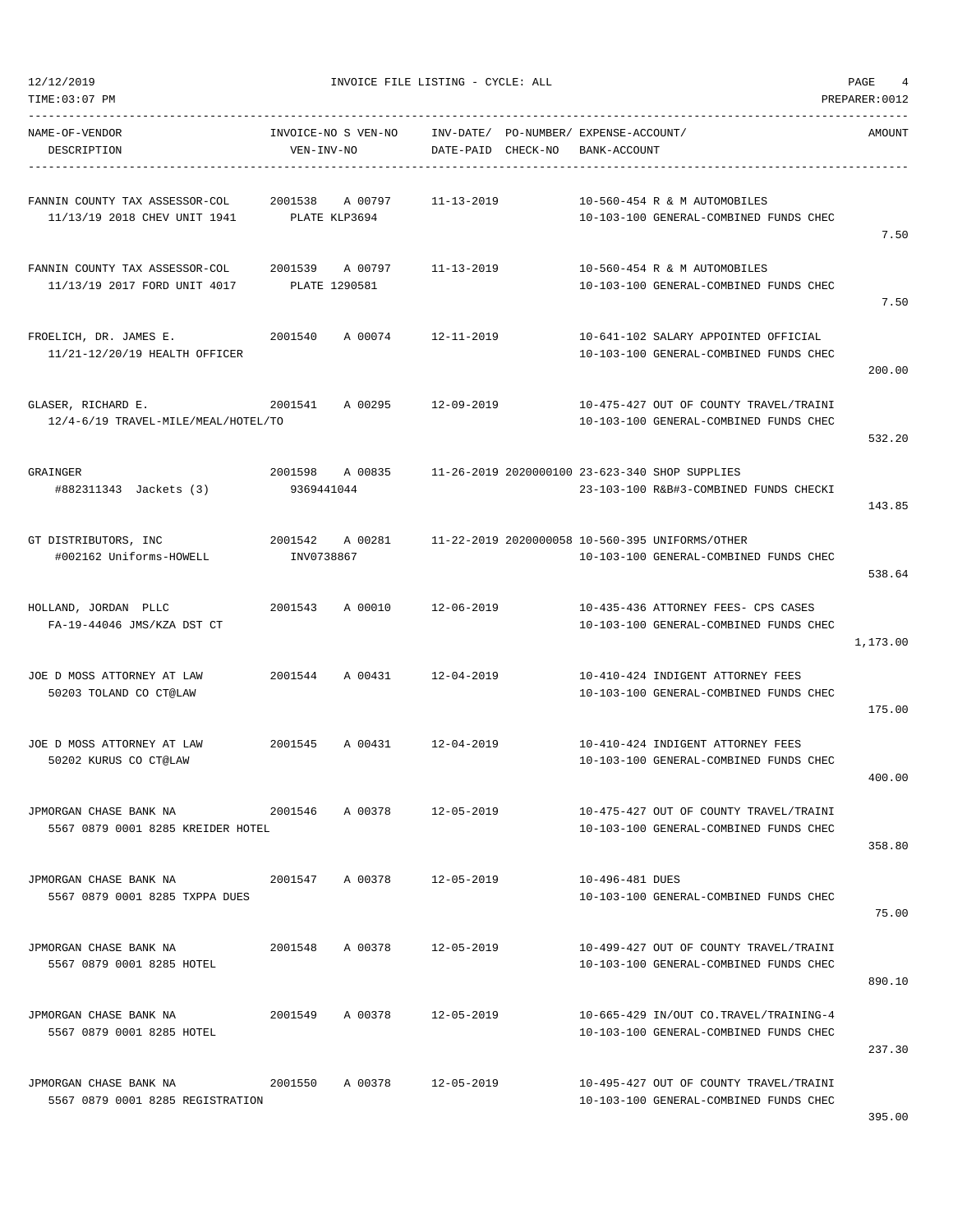12/12/2019 INVOICE FILE LISTING - CYCLE: ALL

TIME:03:07 PM PREPARER:0012

| NAME-OF-VENDOR / DESCRIPTION | INVOICE-NO S VEN-NO / VEN-INV-NO | INV-DATE/ DATE-PAID | PO-NUMBER/ CHECK-NO | EXPENSE-ACCOUNT/ BANK-ACCOUNT | AMOUNT |
|---|---|---|---|---|---|
| FANNIN COUNTY TAX ASSESSOR-COL<br>11/13/19 2018 CHEV UNIT 1941 | 2001538 A 00797<br>PLATE KLP3694 | 11-13-2019 | | 10-560-454 R & M AUTOMOBILES<br>10-103-100 GENERAL-COMBINED FUNDS CHEC | 7.50 |
| FANNIN COUNTY TAX ASSESSOR-COL<br>11/13/19 2017 FORD UNIT 4017 | 2001539 A 00797<br>PLATE 1290581 | 11-13-2019 | | 10-560-454 R & M AUTOMOBILES<br>10-103-100 GENERAL-COMBINED FUNDS CHEC | 7.50 |
| FROELICH, DR. JAMES E.<br>11/21-12/20/19 HEALTH OFFICER | 2001540 A 00074 | 12-11-2019 | | 10-641-102 SALARY APPOINTED OFFICIAL<br>10-103-100 GENERAL-COMBINED FUNDS CHEC | 200.00 |
| GLASER, RICHARD E.<br>12/4-6/19 TRAVEL-MILE/MEAL/HOTEL/TO | 2001541 A 00295 | 12-09-2019 | | 10-475-427 OUT OF COUNTY TRAVEL/TRAINI<br>10-103-100 GENERAL-COMBINED FUNDS CHEC | 532.20 |
| GRAINGER<br>#882311343 Jackets (3) | 2001598 A 00835<br>9369441044 | 11-26-2019 | 2020000100 | 23-623-340 SHOP SUPPLIES<br>23-103-100 R&B#3-COMBINED FUNDS CHECKI | 143.85 |
| GT DISTRIBUTORS, INC<br>#002162 Uniforms-HOWELL | 2001542 A 00281<br>INV0738867 | 11-22-2019 | 2020000058 | 10-560-395 UNIFORMS/OTHER<br>10-103-100 GENERAL-COMBINED FUNDS CHEC | 538.64 |
| HOLLAND, JORDAN PLLC<br>FA-19-44046 JMS/KZA DST CT | 2001543 A 00010 | 12-06-2019 | | 10-435-436 ATTORNEY FEES- CPS CASES<br>10-103-100 GENERAL-COMBINED FUNDS CHEC | 1,173.00 |
| JOE D MOSS ATTORNEY AT LAW<br>50203 TOLAND CO CT@LAW | 2001544 A 00431 | 12-04-2019 | | 10-410-424 INDIGENT ATTORNEY FEES<br>10-103-100 GENERAL-COMBINED FUNDS CHEC | 175.00 |
| JOE D MOSS ATTORNEY AT LAW<br>50202 KURUS CO CT@LAW | 2001545 A 00431 | 12-04-2019 | | 10-410-424 INDIGENT ATTORNEY FEES<br>10-103-100 GENERAL-COMBINED FUNDS CHEC | 400.00 |
| JPMORGAN CHASE BANK NA<br>5567 0879 0001 8285 KREIDER HOTEL | 2001546 A 00378 | 12-05-2019 | | 10-475-427 OUT OF COUNTY TRAVEL/TRAINI<br>10-103-100 GENERAL-COMBINED FUNDS CHEC | 358.80 |
| JPMORGAN CHASE BANK NA<br>5567 0879 0001 8285 TXPPA DUES | 2001547 A 00378 | 12-05-2019 | | 10-496-481 DUES<br>10-103-100 GENERAL-COMBINED FUNDS CHEC | 75.00 |
| JPMORGAN CHASE BANK NA<br>5567 0879 0001 8285 HOTEL | 2001548 A 00378 | 12-05-2019 | | 10-499-427 OUT OF COUNTY TRAVEL/TRAINI<br>10-103-100 GENERAL-COMBINED FUNDS CHEC | 890.10 |
| JPMORGAN CHASE BANK NA<br>5567 0879 0001 8285 HOTEL | 2001549 A 00378 | 12-05-2019 | | 10-665-429 IN/OUT CO.TRAVEL/TRAINING-4<br>10-103-100 GENERAL-COMBINED FUNDS CHEC | 237.30 |
| JPMORGAN CHASE BANK NA<br>5567 0879 0001 8285 REGISTRATION | 2001550 A 00378 | 12-05-2019 | | 10-495-427 OUT OF COUNTY TRAVEL/TRAINI<br>10-103-100 GENERAL-COMBINED FUNDS CHEC | 395.00 |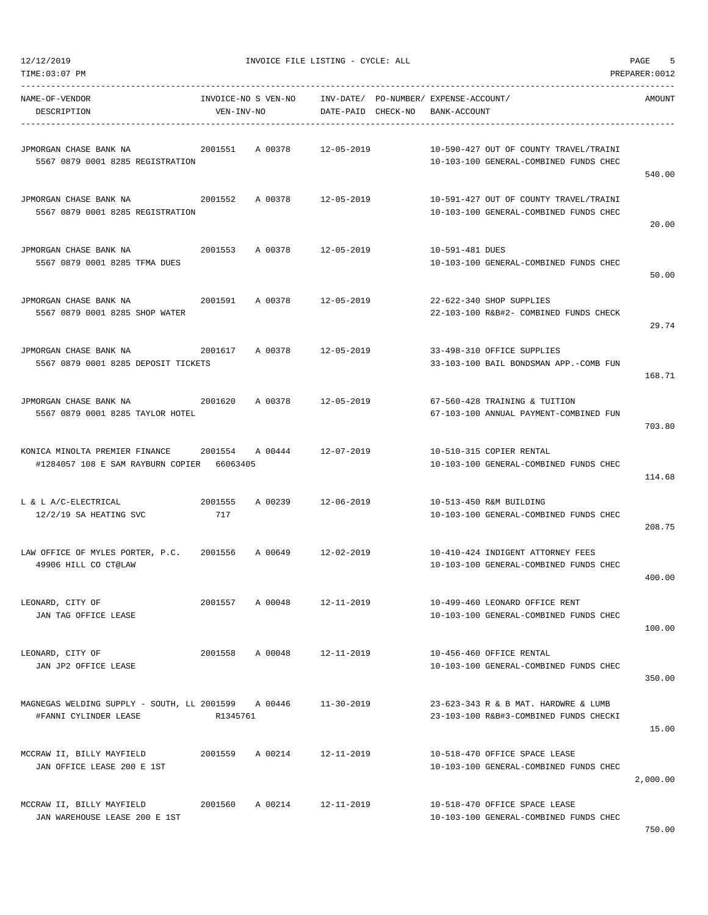12/12/2019 INVOICE FILE LISTING - CYCLE: ALL

TIME:03:07 PM PREPARER:0012

| NAME-OF-VENDOR<br>DESCRIPTION | INVOICE-NO S VEN-NO<br>VEN-INV-NO | INV-DATE/ PO-NUMBER/<br>DATE-PAID CHECK-NO | EXPENSE-ACCOUNT/<br>BANK-ACCOUNT | AMOUNT |
|---|---|---|---|---|
| JPMORGAN CHASE BANK NA<br>5567 0879 0001 8285 REGISTRATION | 2001551 A 00378 | 12-05-2019 | 10-590-427 OUT OF COUNTY TRAVEL/TRAINI<br>10-103-100 GENERAL-COMBINED FUNDS CHEC | 540.00 |
| JPMORGAN CHASE BANK NA<br>5567 0879 0001 8285 REGISTRATION | 2001552 A 00378 | 12-05-2019 | 10-591-427 OUT OF COUNTY TRAVEL/TRAINI<br>10-103-100 GENERAL-COMBINED FUNDS CHEC | 20.00 |
| JPMORGAN CHASE BANK NA<br>5567 0879 0001 8285 TFMA DUES | 2001553 A 00378 | 12-05-2019 | 10-591-481 DUES<br>10-103-100 GENERAL-COMBINED FUNDS CHEC | 50.00 |
| JPMORGAN CHASE BANK NA<br>5567 0879 0001 8285 SHOP WATER | 2001591 A 00378 | 12-05-2019 | 22-622-340 SHOP SUPPLIES<br>22-103-100 R&B#2- COMBINED FUNDS CHECK | 29.74 |
| JPMORGAN CHASE BANK NA<br>5567 0879 0001 8285 DEPOSIT TICKETS | 2001617 A 00378 | 12-05-2019 | 33-498-310 OFFICE SUPPLIES<br>33-103-100 BAIL BONDSMAN APP.-COMB FUN | 168.71 |
| JPMORGAN CHASE BANK NA<br>5567 0879 0001 8285 TAYLOR HOTEL | 2001620 A 00378 | 12-05-2019 | 67-560-428 TRAINING & TUITION<br>67-103-100 ANNUAL PAYMENT-COMBINED FUN | 703.80 |
| KONICA MINOLTA PREMIER FINANCE<br>#1284057 108 E SAM RAYBURN COPIER | 2001554 A 00444<br>66063405 | 12-07-2019 | 10-510-315 COPIER RENTAL<br>10-103-100 GENERAL-COMBINED FUNDS CHEC | 114.68 |
| L & L A/C-ELECTRICAL<br>12/2/19 SA HEATING SVC | 2001555 A 00239<br>717 | 12-06-2019 | 10-513-450 R&M BUILDING<br>10-103-100 GENERAL-COMBINED FUNDS CHEC | 208.75 |
| LAW OFFICE OF MYLES PORTER, P.C.<br>49906 HILL CO CT@LAW | 2001556 A 00649 | 12-02-2019 | 10-410-424 INDIGENT ATTORNEY FEES<br>10-103-100 GENERAL-COMBINED FUNDS CHEC | 400.00 |
| LEONARD, CITY OF<br>JAN TAG OFFICE LEASE | 2001557 A 00048 | 12-11-2019 | 10-499-460 LEONARD OFFICE RENT<br>10-103-100 GENERAL-COMBINED FUNDS CHEC | 100.00 |
| LEONARD, CITY OF<br>JAN JP2 OFFICE LEASE | 2001558 A 00048 | 12-11-2019 | 10-456-460 OFFICE RENTAL<br>10-103-100 GENERAL-COMBINED FUNDS CHEC | 350.00 |
| MAGNEGAS WELDING SUPPLY - SOUTH, LL<br>#FANNI CYLINDER LEASE | 2001599 A 00446<br>R1345761 | 11-30-2019 | 23-623-343 R & B MAT. HARDWRE & LUMB<br>23-103-100 R&B#3-COMBINED FUNDS CHECKI | 15.00 |
| MCCRAW II, BILLY MAYFIELD<br>JAN OFFICE LEASE 200 E 1ST | 2001559 A 00214 | 12-11-2019 | 10-518-470 OFFICE SPACE LEASE<br>10-103-100 GENERAL-COMBINED FUNDS CHEC | 2,000.00 |
| MCCRAW II, BILLY MAYFIELD<br>JAN WAREHOUSE LEASE 200 E 1ST | 2001560 A 00214 | 12-11-2019 | 10-518-470 OFFICE SPACE LEASE<br>10-103-100 GENERAL-COMBINED FUNDS CHEC | 750.00 |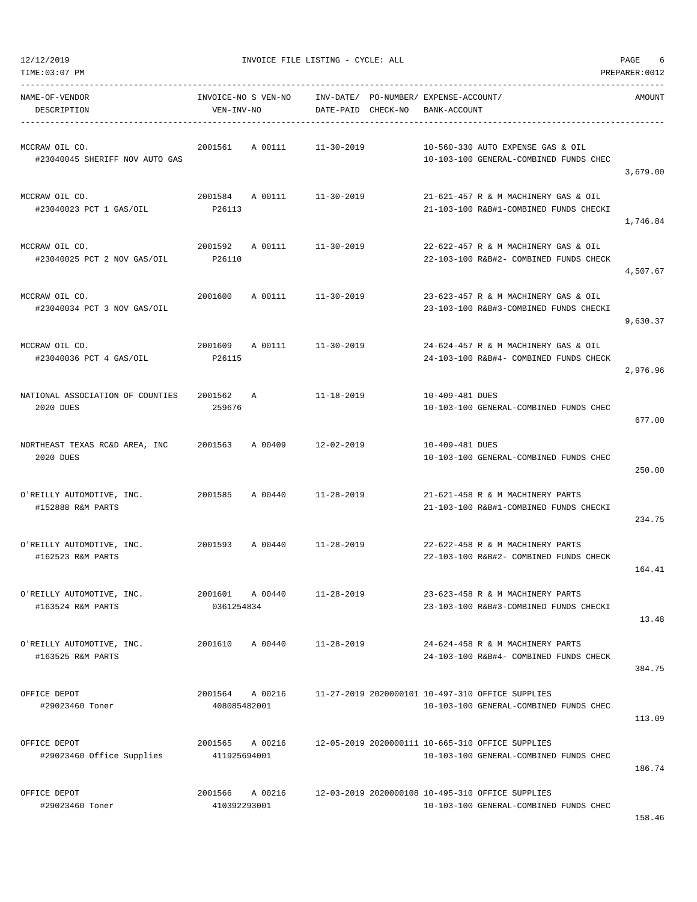12/12/2019 INVOICE FILE LISTING - CYCLE: ALL
TIME:03:07 PM PREPARER:0012

| NAME-OF-VENDOR / DESCRIPTION | INVOICE-NO S VEN-NO / VEN-INV-NO | INV-DATE/ DATE-PAID | PO-NUMBER/ CHECK-NO | EXPENSE-ACCOUNT/ BANK-ACCOUNT | AMOUNT |
|---|---|---|---|---|---|
| MCCRAW OIL CO.<br>#23040045 SHERIFF NOV AUTO GAS | 2001561 A 00111 | 11-30-2019 | | 10-560-330 AUTO EXPENSE GAS & OIL<br>10-103-100 GENERAL-COMBINED FUNDS CHEC | 3,679.00 |
| MCCRAW OIL CO.<br>#23040023 PCT 1 GAS/OIL | 2001584 A 00111<br>P26113 | 11-30-2019 | | 21-621-457 R & M MACHINERY GAS & OIL<br>21-103-100 R&B#1-COMBINED FUNDS CHECKI | 1,746.84 |
| MCCRAW OIL CO.<br>#23040025 PCT 2 NOV GAS/OIL | 2001592 A 00111<br>P26110 | 11-30-2019 | | 22-622-457 R & M MACHINERY GAS & OIL<br>22-103-100 R&B#2- COMBINED FUNDS CHECK | 4,507.67 |
| MCCRAW OIL CO.<br>#23040034 PCT 3 NOV GAS/OIL | 2001600 A 00111 | 11-30-2019 | | 23-623-457 R & M MACHINERY GAS & OIL<br>23-103-100 R&B#3-COMBINED FUNDS CHECKI | 9,630.37 |
| MCCRAW OIL CO.<br>#23040036 PCT 4 GAS/OIL | 2001609 A 00111<br>P26115 | 11-30-2019 | | 24-624-457 R & M MACHINERY GAS & OIL<br>24-103-100 R&B#4- COMBINED FUNDS CHECK | 2,976.96 |
| NATIONAL ASSOCIATION OF COUNTIES<br>2020 DUES | 2001562 A<br>259676 | 11-18-2019 | | 10-409-481 DUES<br>10-103-100 GENERAL-COMBINED FUNDS CHEC | 677.00 |
| NORTHEAST TEXAS RC&D AREA, INC<br>2020 DUES | 2001563 A 00409 | 12-02-2019 | | 10-409-481 DUES<br>10-103-100 GENERAL-COMBINED FUNDS CHEC | 250.00 |
| O'REILLY AUTOMOTIVE, INC.<br>#152888 R&M PARTS | 2001585 A 00440 | 11-28-2019 | | 21-621-458 R & M MACHINERY PARTS<br>21-103-100 R&B#1-COMBINED FUNDS CHECKI | 234.75 |
| O'REILLY AUTOMOTIVE, INC.<br>#162523 R&M PARTS | 2001593 A 00440 | 11-28-2019 | | 22-622-458 R & M MACHINERY PARTS<br>22-103-100 R&B#2- COMBINED FUNDS CHECK | 164.41 |
| O'REILLY AUTOMOTIVE, INC.<br>#163524 R&M PARTS | 2001601 A 00440<br>0361254834 | 11-28-2019 | | 23-623-458 R & M MACHINERY PARTS<br>23-103-100 R&B#3-COMBINED FUNDS CHECKI | 13.48 |
| O'REILLY AUTOMOTIVE, INC.<br>#163525 R&M PARTS | 2001610 A 00440 | 11-28-2019 | | 24-624-458 R & M MACHINERY PARTS<br>24-103-100 R&B#4- COMBINED FUNDS CHECK | 384.75 |
| OFFICE DEPOT<br>#29023460 Toner | 2001564 A 00216<br>408085482001 | 11-27-2019 | 2020000101 | 10-497-310 OFFICE SUPPLIES<br>10-103-100 GENERAL-COMBINED FUNDS CHEC | 113.09 |
| OFFICE DEPOT<br>#29023460 Office Supplies | 2001565 A 00216<br>411925694001 | 12-05-2019 | 2020000111 | 10-665-310 OFFICE SUPPLIES<br>10-103-100 GENERAL-COMBINED FUNDS CHEC | 186.74 |
| OFFICE DEPOT<br>#29023460 Toner | 2001566 A 00216<br>410392293001 | 12-03-2019 | 2020000108 | 10-495-310 OFFICE SUPPLIES<br>10-103-100 GENERAL-COMBINED FUNDS CHEC | 158.46 |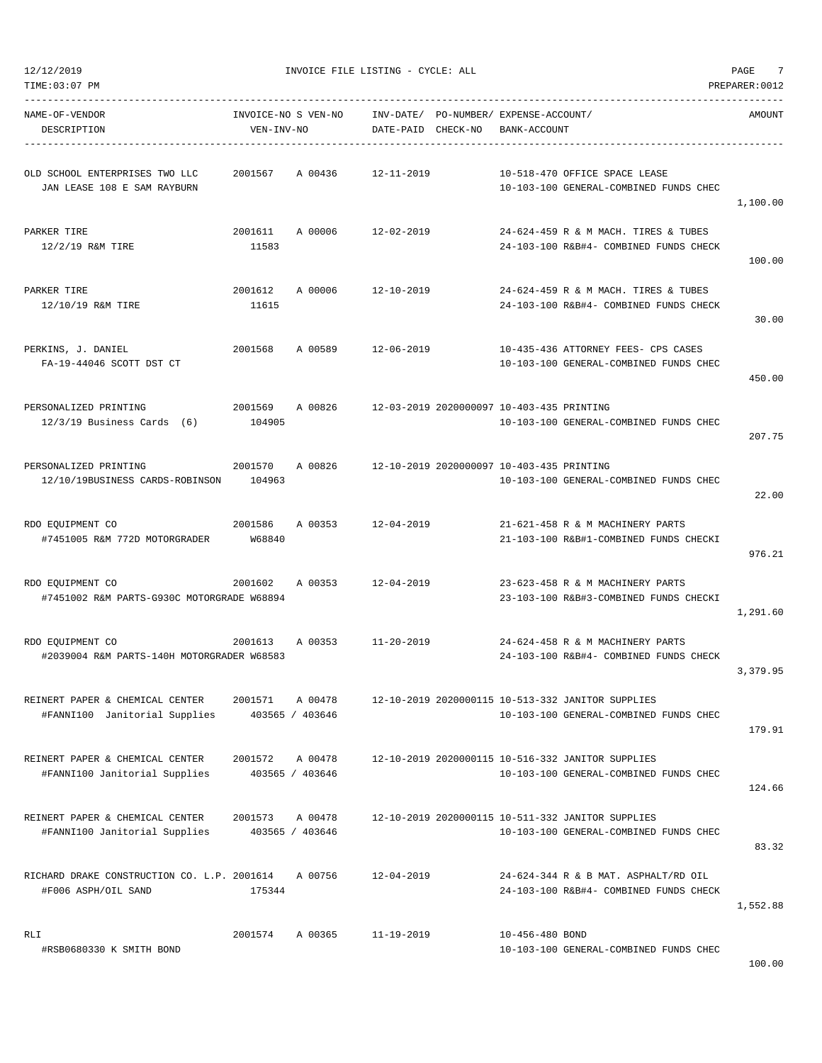12/12/2019 INVOICE FILE LISTING - CYCLE: ALL

TIME:03:07 PM PREPARER:0012

| NAME-OF-VENDOR / DESCRIPTION | INVOICE-NO / VEN-INV-NO | S VEN-NO | INV-DATE/ DATE-PAID | PO-NUMBER/ CHECK-NO | EXPENSE-ACCOUNT/ BANK-ACCOUNT | AMOUNT |
|---|---|---|---|---|---|---|
| OLD SCHOOL ENTERPRISES TWO LLC<br>JAN LEASE 108 E SAM RAYBURN | 2001567 | A 00436 | 12-11-2019 | | 10-518-470 OFFICE SPACE LEASE<br>10-103-100 GENERAL-COMBINED FUNDS CHEC | 1,100.00 |
| PARKER TIRE<br>12/2/19 R&M TIRE | 2001611<br>11583 | A 00006 | 12-02-2019 | | 24-624-459 R & M MACH. TIRES & TUBES<br>24-103-100 R&B#4- COMBINED FUNDS CHECK | 100.00 |
| PARKER TIRE<br>12/10/19 R&M TIRE | 2001612<br>11615 | A 00006 | 12-10-2019 | | 24-624-459 R & M MACH. TIRES & TUBES<br>24-103-100 R&B#4- COMBINED FUNDS CHECK | 30.00 |
| PERKINS, J. DANIEL<br>FA-19-44046 SCOTT DST CT | 2001568 | A 00589 | 12-06-2019 | | 10-435-436 ATTORNEY FEES- CPS CASES<br>10-103-100 GENERAL-COMBINED FUNDS CHEC | 450.00 |
| PERSONALIZED PRINTING<br>12/3/19 Business Cards (6) | 2001569<br>104905 | A 00826 | 12-03-2019 | 2020000097 | 10-403-435 PRINTING<br>10-103-100 GENERAL-COMBINED FUNDS CHEC | 207.75 |
| PERSONALIZED PRINTING<br>12/10/19BUSINESS CARDS-ROBINSON | 2001570<br>104963 | A 00826 | 12-10-2019 | 2020000097 | 10-403-435 PRINTING<br>10-103-100 GENERAL-COMBINED FUNDS CHEC | 22.00 |
| RDO EQUIPMENT CO<br>#7451005 R&M 772D MOTORGRADER | 2001586<br>W68840 | A 00353 | 12-04-2019 | | 21-621-458 R & M MACHINERY PARTS<br>21-103-100 R&B#1-COMBINED FUNDS CHECKI | 976.21 |
| RDO EQUIPMENT CO<br>#7451002 R&M PARTS-G930C MOTORGRADE | 2001602<br>W68894 | A 00353 | 12-04-2019 | | 23-623-458 R & M MACHINERY PARTS<br>23-103-100 R&B#3-COMBINED FUNDS CHECKI | 1,291.60 |
| RDO EQUIPMENT CO<br>#2039004 R&M PARTS-140H MOTORGRADER | 2001613<br>W68583 | A 00353 | 11-20-2019 | | 24-624-458 R & M MACHINERY PARTS<br>24-103-100 R&B#4- COMBINED FUNDS CHECK | 3,379.95 |
| REINERT PAPER & CHEMICAL CENTER<br>#FANNI100 Janitorial Supplies | 2001571<br>403565 / 403646 | A 00478 | 12-10-2019 | 2020000115 | 10-513-332 JANITOR SUPPLIES<br>10-103-100 GENERAL-COMBINED FUNDS CHEC | 179.91 |
| REINERT PAPER & CHEMICAL CENTER<br>#FANNI100 Janitorial Supplies | 2001572<br>403565 / 403646 | A 00478 | 12-10-2019 | 2020000115 | 10-516-332 JANITOR SUPPLIES<br>10-103-100 GENERAL-COMBINED FUNDS CHEC | 124.66 |
| REINERT PAPER & CHEMICAL CENTER<br>#FANNI100 Janitorial Supplies | 2001573<br>403565 / 403646 | A 00478 | 12-10-2019 | 2020000115 | 10-511-332 JANITOR SUPPLIES<br>10-103-100 GENERAL-COMBINED FUNDS CHEC | 83.32 |
| RICHARD DRAKE CONSTRUCTION CO. L.P.<br>#F006 ASPH/OIL SAND | 2001614<br>175344 | A 00756 | 12-04-2019 | | 24-624-344 R & B MAT. ASPHALT/RD OIL<br>24-103-100 R&B#4- COMBINED FUNDS CHECK | 1,552.88 |
| RLI<br>#RSB0680330 K SMITH BOND | 2001574 | A 00365 | 11-19-2019 | | 10-456-480 BOND<br>10-103-100 GENERAL-COMBINED FUNDS CHEC | 100.00 |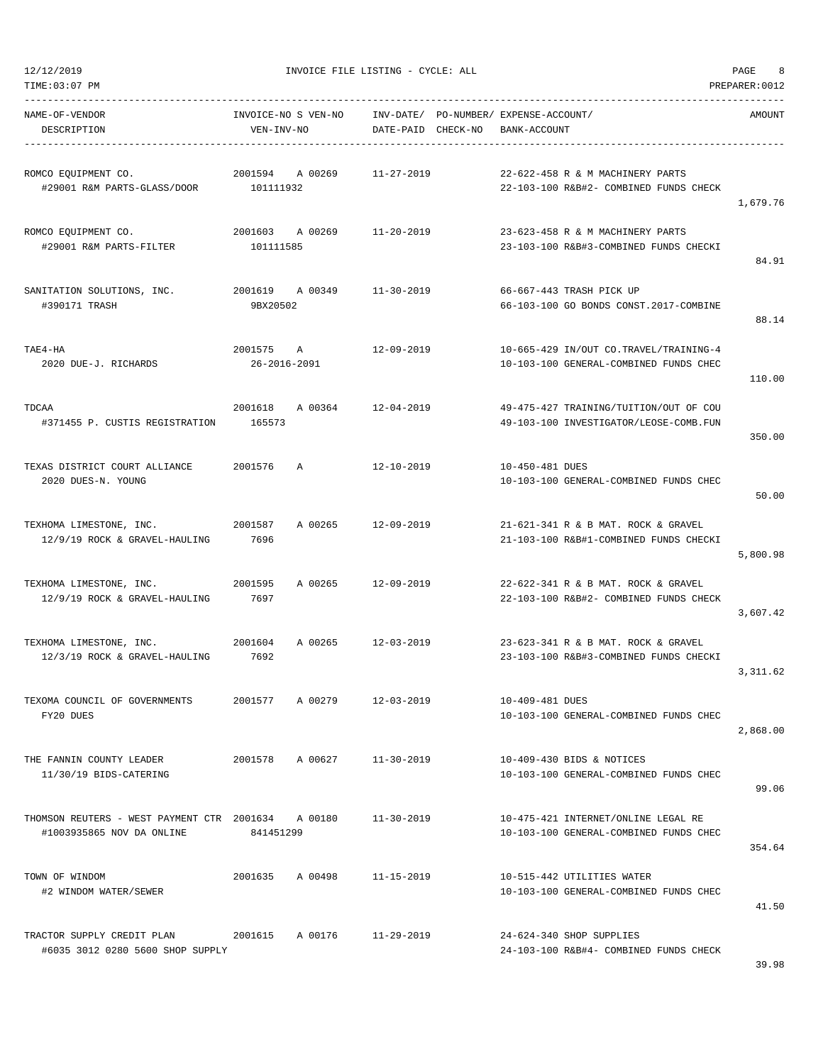12/12/2019 INVOICE FILE LISTING - CYCLE: ALL

TIME:03:07 PM PREPARER:0012

| NAME-OF-VENDOR / DESCRIPTION | INVOICE-NO S VEN-NO / VEN-INV-NO | INV-DATE/ DATE-PAID | PO-NUMBER/ CHECK-NO | EXPENSE-ACCOUNT/ BANK-ACCOUNT | AMOUNT |
|---|---|---|---|---|---|
| ROMCO EQUIPMENT CO.<br>#29001 R&M PARTS-GLASS/DOOR | 2001594 A 00269<br>101111932 | 11-27-2019 | | 22-622-458 R & M MACHINERY PARTS<br>22-103-100 R&B#2- COMBINED FUNDS CHECK | 1,679.76 |
| ROMCO EQUIPMENT CO.<br>#29001 R&M PARTS-FILTER | 2001603 A 00269<br>101111585 | 11-20-2019 | | 23-623-458 R & M MACHINERY PARTS<br>23-103-100 R&B#3-COMBINED FUNDS CHECKI | 84.91 |
| SANITATION SOLUTIONS, INC.<br>#390171 TRASH | 2001619 A 00349<br>9BX20502 | 11-30-2019 | | 66-667-443 TRASH PICK UP<br>66-103-100 GO BONDS CONST.2017-COMBINE | 88.14 |
| TAE4-HA<br>2020 DUE-J. RICHARDS | 2001575 A<br>26-2016-2091 | 12-09-2019 | | 10-665-429 IN/OUT CO.TRAVEL/TRAINING-4<br>10-103-100 GENERAL-COMBINED FUNDS CHEC | 110.00 |
| TDCAA<br>#371455 P. CUSTIS REGISTRATION | 2001618 A 00364<br>165573 | 12-04-2019 | | 49-475-427 TRAINING/TUITION/OUT OF COU<br>49-103-100 INVESTIGATOR/LEOSE-COMB.FUN | 350.00 |
| TEXAS DISTRICT COURT ALLIANCE<br>2020 DUES-N. YOUNG | 2001576 A | 12-10-2019 | | 10-450-481 DUES<br>10-103-100 GENERAL-COMBINED FUNDS CHEC | 50.00 |
| TEXHOMA LIMESTONE, INC.<br>12/9/19 ROCK & GRAVEL-HAULING | 2001587 A 00265<br>7696 | 12-09-2019 | | 21-621-341 R & B MAT. ROCK & GRAVEL<br>21-103-100 R&B#1-COMBINED FUNDS CHECKI | 5,800.98 |
| TEXHOMA LIMESTONE, INC.<br>12/9/19 ROCK & GRAVEL-HAULING | 2001595 A 00265<br>7697 | 12-09-2019 | | 22-622-341 R & B MAT. ROCK & GRAVEL<br>22-103-100 R&B#2- COMBINED FUNDS CHECK | 3,607.42 |
| TEXHOMA LIMESTONE, INC.<br>12/3/19 ROCK & GRAVEL-HAULING | 2001604 A 00265<br>7692 | 12-03-2019 | | 23-623-341 R & B MAT. ROCK & GRAVEL<br>23-103-100 R&B#3-COMBINED FUNDS CHECKI | 3,311.62 |
| TEXOMA COUNCIL OF GOVERNMENTS<br>FY20 DUES | 2001577 A 00279 | 12-03-2019 | | 10-409-481 DUES<br>10-103-100 GENERAL-COMBINED FUNDS CHEC | 2,868.00 |
| THE FANNIN COUNTY LEADER<br>11/30/19 BIDS-CATERING | 2001578 A 00627 | 11-30-2019 | | 10-409-430 BIDS & NOTICES<br>10-103-100 GENERAL-COMBINED FUNDS CHEC | 99.06 |
| THOMSON REUTERS - WEST PAYMENT CTR<br>#1003935865 NOV DA ONLINE | 2001634 A 00180<br>841451299 | 11-30-2019 | | 10-475-421 INTERNET/ONLINE LEGAL RE<br>10-103-100 GENERAL-COMBINED FUNDS CHEC | 354.64 |
| TOWN OF WINDOM<br>#2 WINDOM WATER/SEWER | 2001635 A 00498 | 11-15-2019 | | 10-515-442 UTILITIES WATER<br>10-103-100 GENERAL-COMBINED FUNDS CHEC | 41.50 |
| TRACTOR SUPPLY CREDIT PLAN<br>#6035 3012 0280 5600 SHOP SUPPLY | 2001615 A 00176 | 11-29-2019 | | 24-624-340 SHOP SUPPLIES<br>24-103-100 R&B#4- COMBINED FUNDS CHECK | 39.98 |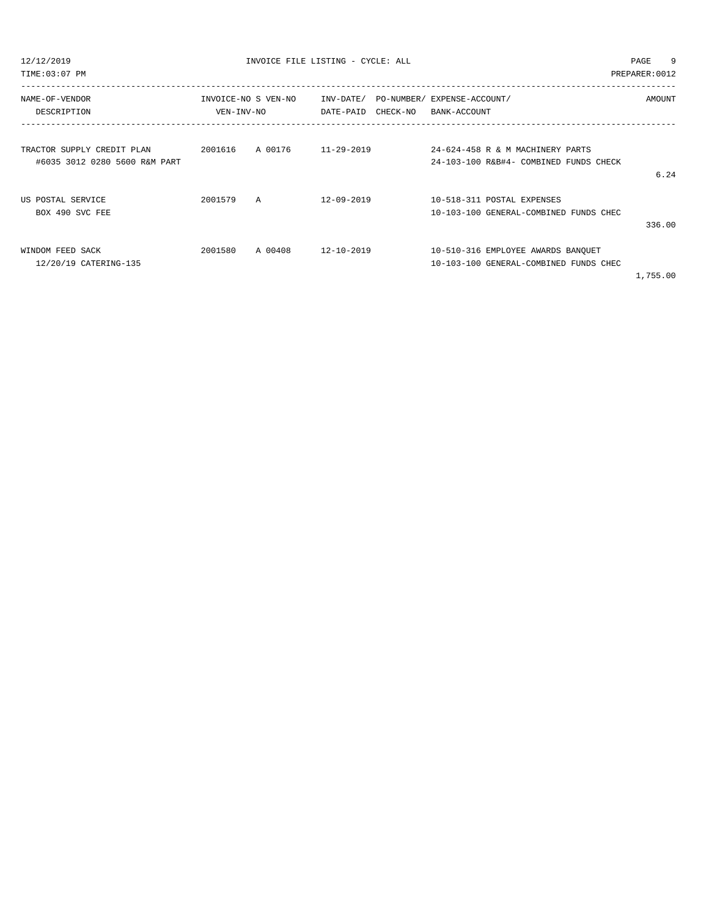| NAME-OF-VENDOR<br>DESCRIPTION | INVOICE-NO<br>VEN-INV-NO | S | VEN-NO | INV-DATE/<br>DATE-PAID | PO-NUMBER/<br>CHECK-NO | EXPENSE-ACCOUNT/<br>BANK-ACCOUNT | AMOUNT |
|---|---|---|---|---|---|---|---|
| TRACTOR SUPPLY CREDIT PLAN<br>#6035 3012 0280 5600 R&M PART | 2001616 | A | 00176 | 11-29-2019 | | 24-624-458 R & M MACHINERY PARTS<br>24-103-100 R&B#4- COMBINED FUNDS CHECK | 6.24 |
| US POSTAL SERVICE<br>BOX 490 SVC FEE | 2001579 | A | | 12-09-2019 | | 10-518-311 POSTAL EXPENSES<br>10-103-100 GENERAL-COMBINED FUNDS CHEC | 336.00 |
| WINDOM FEED SACK<br>12/20/19 CATERING-135 | 2001580 | A | 00408 | 12-10-2019 | | 10-510-316 EMPLOYEE AWARDS BANQUET<br>10-103-100 GENERAL-COMBINED FUNDS CHEC | 1,755.00 |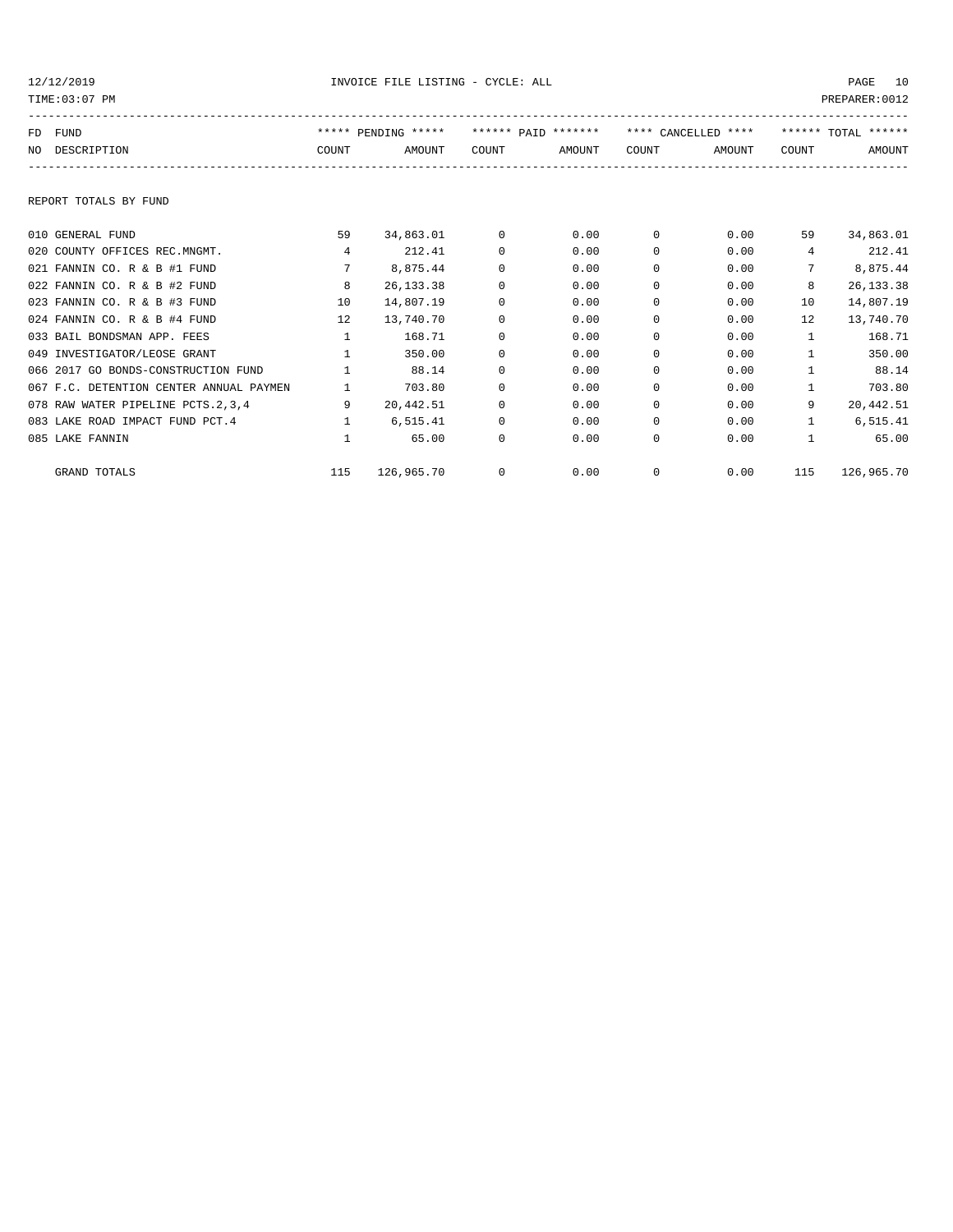REPORT TOTALS BY FUND

| FD NO | FUND DESCRIPTION | ***** PENDING ***** COUNT | AMOUNT | ****** PAID ******* COUNT | AMOUNT | **** CANCELLED **** COUNT | AMOUNT | ****** TOTAL ****** COUNT | AMOUNT |
|---|---|---|---|---|---|---|---|---|---|
| 010 | GENERAL FUND | 59 | 34,863.01 | 0 | 0.00 | 0 | 0.00 | 59 | 34,863.01 |
| 020 | COUNTY OFFICES REC.MNGMT. | 4 | 212.41 | 0 | 0.00 | 0 | 0.00 | 4 | 212.41 |
| 021 | FANNIN CO. R & B #1 FUND | 7 | 8,875.44 | 0 | 0.00 | 0 | 0.00 | 7 | 8,875.44 |
| 022 | FANNIN CO. R & B #2 FUND | 8 | 26,133.38 | 0 | 0.00 | 0 | 0.00 | 8 | 26,133.38 |
| 023 | FANNIN CO. R & B #3 FUND | 10 | 14,807.19 | 0 | 0.00 | 0 | 0.00 | 10 | 14,807.19 |
| 024 | FANNIN CO. R & B #4 FUND | 12 | 13,740.70 | 0 | 0.00 | 0 | 0.00 | 12 | 13,740.70 |
| 033 | BAIL BONDSMAN APP. FEES | 1 | 168.71 | 0 | 0.00 | 0 | 0.00 | 1 | 168.71 |
| 049 | INVESTIGATOR/LEOSE GRANT | 1 | 350.00 | 0 | 0.00 | 0 | 0.00 | 1 | 350.00 |
| 066 | 2017 GO BONDS-CONSTRUCTION FUND | 1 | 88.14 | 0 | 0.00 | 0 | 0.00 | 1 | 88.14 |
| 067 | F.C. DETENTION CENTER ANNUAL PAYMEN | 1 | 703.80 | 0 | 0.00 | 0 | 0.00 | 1 | 703.80 |
| 078 | RAW WATER PIPELINE PCTS.2,3,4 | 9 | 20,442.51 | 0 | 0.00 | 0 | 0.00 | 9 | 20,442.51 |
| 083 | LAKE ROAD IMPACT FUND PCT.4 | 1 | 6,515.41 | 0 | 0.00 | 0 | 0.00 | 1 | 6,515.41 |
| 085 | LAKE FANNIN | 1 | 65.00 | 0 | 0.00 | 0 | 0.00 | 1 | 65.00 |
| | GRAND TOTALS | 115 | 126,965.70 | 0 | 0.00 | 0 | 0.00 | 115 | 126,965.70 |